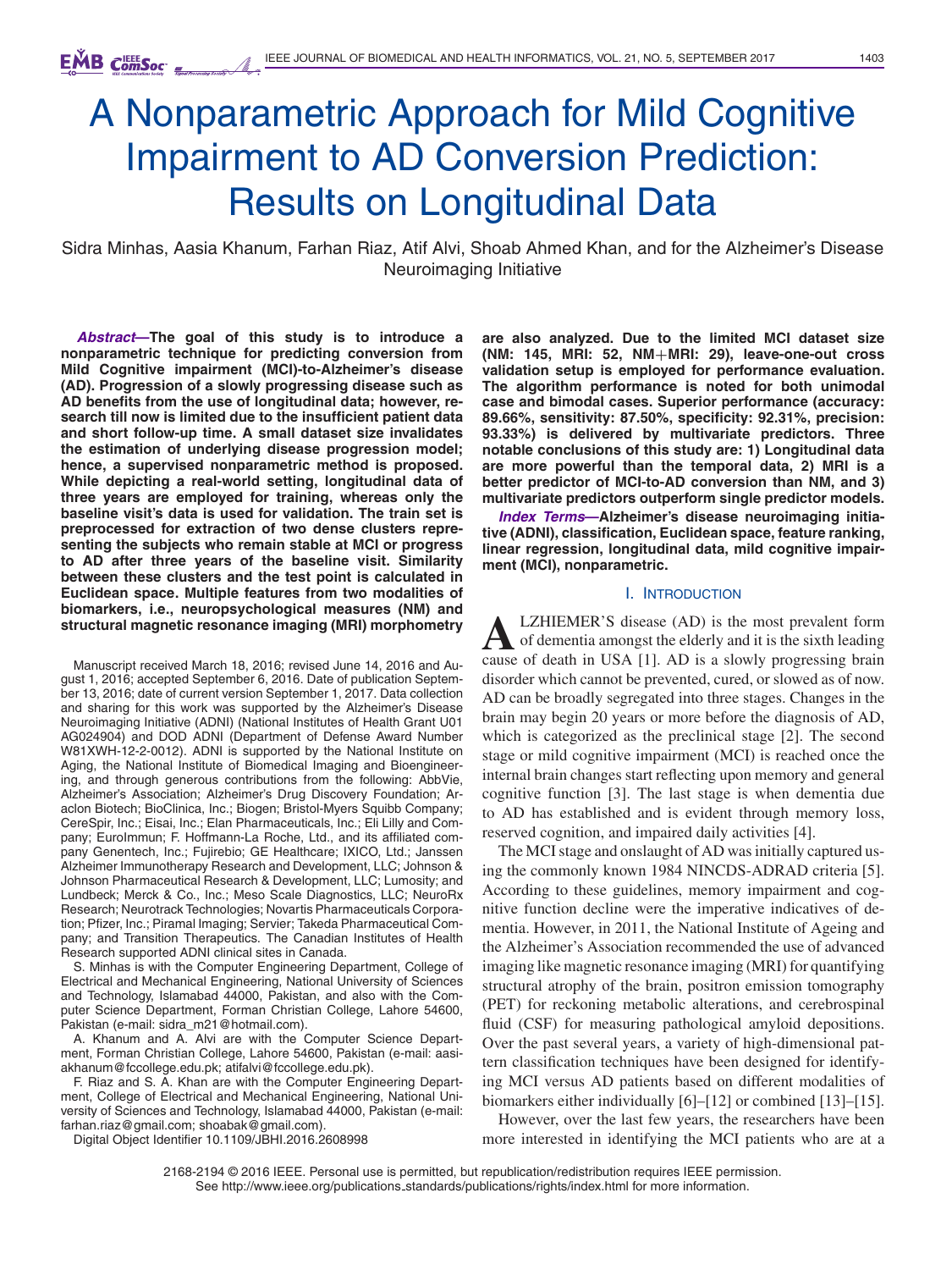# A Nonparametric Approach for Mild Cognitive Impairment to AD Conversion Prediction: Results on Longitudinal Data

Sidra Minhas, Aasia Khanum, Farhan Riaz, Atif Alvi, Shoab Ahmed Khan, and for the Alzheimer's Disease Neuroimaging Initiative

***Abstract*—The goal of this study is to introduce a nonparametric technique for predicting conversion from Mild Cognitive impairment (MCI)-to-Alzheimer's disease (AD). Progression of a slowly progressing disease such as AD benefits from the use of longitudinal data; however, research till now is limited due to the insufficient patient data and short follow-up time. A small dataset size invalidates the estimation of underlying disease progression model; hence, a supervised nonparametric method is proposed. While depicting a real-world setting, longitudinal data of three years are employed for training, whereas only the baseline visit's data is used for validation. The train set is preprocessed for extraction of two dense clusters representing the subjects who remain stable at MCI or progress to AD after three years of the baseline visit. Similarity between these clusters and the test point is calculated in Euclidean space. Multiple features from two modalities of biomarkers, i.e., neuropsychological measures (NM) and structural magnetic resonance imaging (MRI) morphometry are also analyzed. Due to the limited MCI dataset size (NM: 145, MRI: 52, NM+MRI: 29), leave-one-out cross validation setup is employed for performance evaluation. The algorithm performance is noted for both unimodal case and bimodal cases. Superior performance (accuracy: 89.66%, sensitivity: 87.50%, specificity: 92.31%, precision: 93.33%) is delivered by multivariate predictors. Three notable conclusions of this study are: 1) Longitudinal data are more powerful than the temporal data, 2) MRI is a better predictor of MCI-to-AD conversion than NM, and 3) multivariate predictors outperform single predictor models.**

***Index Terms*—Alzheimer's disease neuroimaging initiative (ADNI), classification, Euclidean space, feature ranking, linear regression, longitudinal data, mild cognitive impairment (MCI), nonparametric.**

Manuscript received March 18, 2016; revised June 14, 2016 and August 1, 2016; accepted September 6, 2016. Date of publication September 13, 2016; date of current version September 1, 2017. Data collection and sharing for this work was supported by the Alzheimer's Disease Neuroimaging Initiative (ADNI) (National Institutes of Health Grant U01 AG024904) and DOD ADNI (Department of Defense Award Number W81XWH-12-2-0012). ADNI is supported by the National Institute on Aging, the National Institute of Biomedical Imaging and Bioengineering, and through generous contributions from the following: AbbVie, Alzheimer's Association; Alzheimer's Drug Discovery Foundation; Araclon Biotech; BioClinica, Inc.; Biogen; Bristol-Myers Squibb Company; CereSpir, Inc.; Eisai, Inc.; Elan Pharmaceuticals, Inc.; Eli Lilly and Company; EuroImmun; F. Hoffmann-La Roche, Ltd., and its affiliated company Genentech, Inc.; Fujirebio; GE Healthcare; IXICO, Ltd.; Janssen Alzheimer Immunotherapy Research and Development, LLC; Johnson & Johnson Pharmaceutical Research & Development, LLC; Lumosity; and Lundbeck; Merck & Co., Inc.; Meso Scale Diagnostics, LLC; NeuroRx Research; Neurotrack Technologies; Novartis Pharmaceuticals Corporation; Pfizer, Inc.; Piramal Imaging; Servier; Takeda Pharmaceutical Company; and Transition Therapeutics. The Canadian Institutes of Health Research supported ADNI clinical sites in Canada.

S. Minhas is with the Computer Engineering Department, College of Electrical and Mechanical Engineering, National University of Sciences and Technology, Islamabad 44000, Pakistan, and also with the Computer Science Department, Forman Christian College, Lahore 54600, Pakistan (e-mail: sidra_m21@hotmail.com).

A. Khanum and A. Alvi are with the Computer Science Department, Forman Christian College, Lahore 54600, Pakistan (e-mail: aasiakhanum@fccollege.edu.pk; atifalvi@fccollege.edu.pk).

F. Riaz and S. A. Khan are with the Computer Engineering Department, College of Electrical and Mechanical Engineering, National University of Sciences and Technology, Islamabad 44000, Pakistan (e-mail: farhan.riaz@gmail.com; shoabak@gmail.com).

Digital Object Identifier 10.1109/JBHI.2016.2608998

## I. Introduction

ALZHIEMER'S disease (AD) is the most prevalent form of dementia amongst the elderly and it is the sixth leading cause of death in USA [1]. AD is a slowly progressing brain disorder which cannot be prevented, cured, or slowed as of now. AD can be broadly segregated into three stages. Changes in the brain may begin 20 years or more before the diagnosis of AD, which is categorized as the preclinical stage [2]. The second stage or mild cognitive impairment (MCI) is reached once the internal brain changes start reflecting upon memory and general cognitive function [3]. The last stage is when dementia due to AD has established and is evident through memory loss, reserved cognition, and impaired daily activities [4].

The MCI stage and onslaught of AD was initially captured using the commonly known 1984 NINCDS-ADRAD criteria [5]. According to these guidelines, memory impairment and cognitive function decline were the imperative indicatives of dementia. However, in 2011, the National Institute of Ageing and the Alzheimer's Association recommended the use of advanced imaging like magnetic resonance imaging (MRI) for quantifying structural atrophy of the brain, positron emission tomography (PET) for reckoning metabolic alterations, and cerebrospinal fluid (CSF) for measuring pathological amyloid depositions. Over the past several years, a variety of high-dimensional pattern classification techniques have been designed for identifying MCI versus AD patients based on different modalities of biomarkers either individually [6]–[12] or combined [13]–[15].

However, over the last few years, the researchers have been more interested in identifying the MCI patients who are at a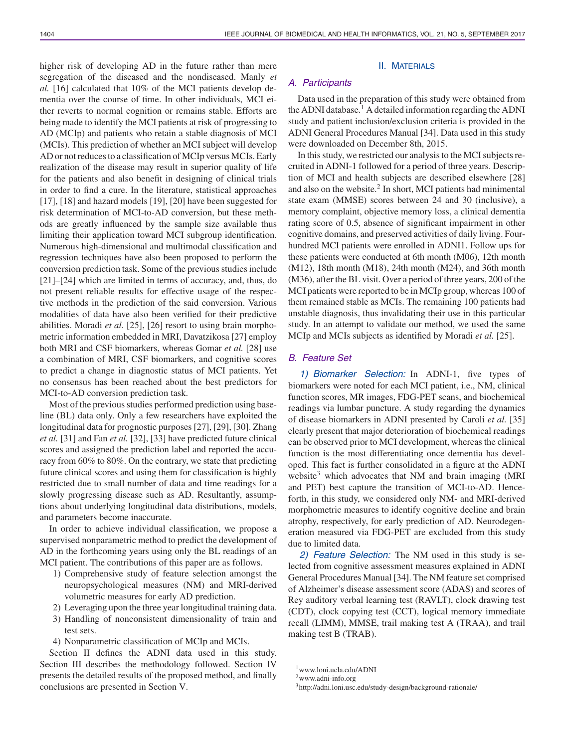higher risk of developing AD in the future rather than mere segregation of the diseased and the nondiseased. Manly *et al.* [16] calculated that 10% of the MCI patients develop dementia over the course of time. In other individuals, MCI either reverts to normal cognition or remains stable. Efforts are being made to identify the MCI patients at risk of progressing to AD (MCIp) and patients who retain a stable diagnosis of MCI (MCIs). This prediction of whether an MCI subject will develop AD or not reduces to a classification of MCIp versus MCIs. Early realization of the disease may result in superior quality of life for the patients and also benefit in designing of clinical trials in order to find a cure. In the literature, statistical approaches [17], [18] and hazard models [19], [20] have been suggested for risk determination of MCI-to-AD conversion, but these methods are greatly influenced by the sample size available thus limiting their application toward MCI subgroup identification. Numerous high-dimensional and multimodal classification and regression techniques have also been proposed to perform the conversion prediction task. Some of the previous studies include [21]–[24] which are limited in terms of accuracy, and, thus, do not present reliable results for effective usage of the respective methods in the prediction of the said conversion. Various modalities of data have also been verified for their predictive abilities. Moradi *et al.* [25], [26] resort to using brain morphometric information embedded in MRI, Davatzikosa [27] employ both MRI and CSF biomarkers, whereas Gomar *et al.* [28] use a combination of MRI, CSF biomarkers, and cognitive scores to predict a change in diagnostic status of MCI patients. Yet no consensus has been reached about the best predictors for MCI-to-AD conversion prediction task.

Most of the previous studies performed prediction using baseline (BL) data only. Only a few researchers have exploited the longitudinal data for prognostic purposes [27], [29], [30]. Zhang *et al.* [31] and Fan *et al.* [32], [33] have predicted future clinical scores and assigned the prediction label and reported the accuracy from 60% to 80%. On the contrary, we state that predicting future clinical scores and using them for classification is highly restricted due to small number of data and time readings for a slowly progressing disease such as AD. Resultantly, assumptions about underlying longitudinal data distributions, models, and parameters become inaccurate.

In order to achieve individual classification, we propose a supervised nonparametric method to predict the development of AD in the forthcoming years using only the BL readings of an MCI patient. The contributions of this paper are as follows.

1) Comprehensive study of feature selection amongst the neuropsychological measures (NM) and MRI-derived volumetric measures for early AD prediction.
2) Leveraging upon the three year longitudinal training data.
3) Handling of nonconsistent dimensionality of train and test sets.
4) Nonparametric classification of MCIp and MCIs.

Section II defines the ADNI data used in this study. Section III describes the methodology followed. Section IV presents the detailed results of the proposed method, and finally conclusions are presented in Section V.

## II. Materials

### A. Participants

Data used in the preparation of this study were obtained from the ADNI database.[1] A detailed information regarding the ADNI study and patient inclusion/exclusion criteria is provided in the ADNI General Procedures Manual [34]. Data used in this study were downloaded on December 8th, 2015.

In this study, we restricted our analysis to the MCI subjects recruited in ADNI-1 followed for a period of three years. Description of MCI and health subjects are described elsewhere [28] and also on the website.[2] In short, MCI patients had minimental state exam (MMSE) scores between 24 and 30 (inclusive), a memory complaint, objective memory loss, a clinical dementia rating score of 0.5, absence of significant impairment in other cognitive domains, and preserved activities of daily living. Four-hundred MCI patients were enrolled in ADNI1. Follow ups for these patients were conducted at 6th month (M06), 12th month (M12), 18th month (M18), 24th month (M24), and 36th month (M36), after the BL visit. Over a period of three years, 200 of the MCI patients were reported to be in MCIp group, whereas 100 of them remained stable as MCIs. The remaining 100 patients had unstable diagnosis, thus invalidating their use in this particular study. In an attempt to validate our method, we used the same MCIp and MCIs subjects as identified by Moradi *et al.* [25].

### B. Feature Set

*1) Biomarker Selection:* In ADNI-1, five types of biomarkers were noted for each MCI patient, i.e., NM, clinical function scores, MR images, FDG-PET scans, and biochemical readings via lumbar puncture. A study regarding the dynamics of disease biomarkers in ADNI presented by Caroli *et al.* [35] clearly present that major deterioration of biochemical readings can be observed prior to MCI development, whereas the clinical function is the most differentiating once dementia has developed. This fact is further consolidated in a figure at the ADNI website[3] which advocates that NM and brain imaging (MRI and PET) best capture the transition of MCI-to-AD. Henceforth, in this study, we considered only NM- and MRI-derived morphometric measures to identify cognitive decline and brain atrophy, respectively, for early prediction of AD. Neurodegeneration measured via FDG-PET are excluded from this study due to limited data.

*2) Feature Selection:* The NM used in this study is selected from cognitive assessment measures explained in ADNI General Procedures Manual [34]. The NM feature set comprised of Alzheimer's disease assessment score (ADAS) and scores of Rey auditory verbal learning test (RAVLT), clock drawing test (CDT), clock copying test (CCT), logical memory immediate recall (LIMM), MMSE, trail making test A (TRAA), and trail making test B (TRAB).

[1] www.loni.ucla.edu/ADNI

[2] www.adni-info.org

[3] http://adni.loni.usc.edu/study-design/background-rationale/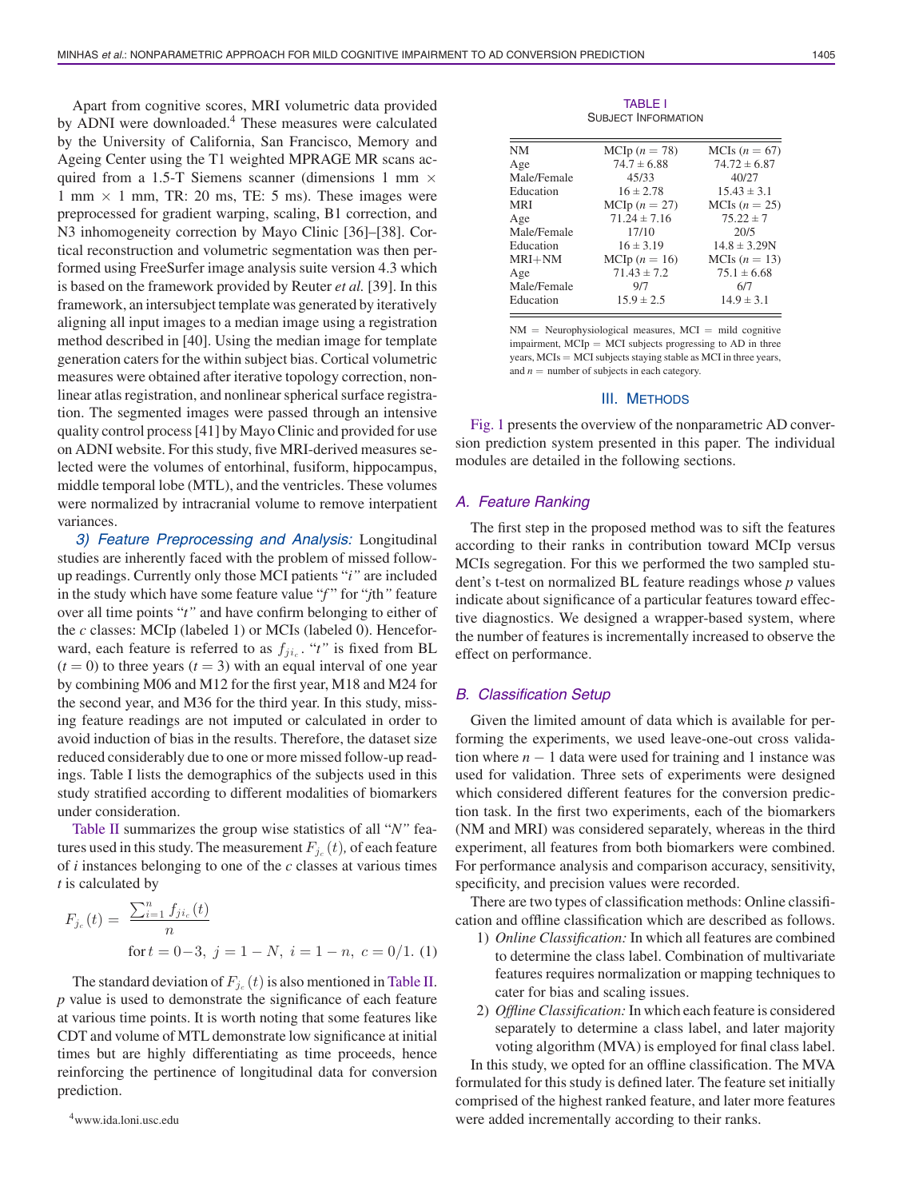Apart from cognitive scores, MRI volumetric data provided by ADNI were downloaded.[4] These measures were calculated by the University of California, San Francisco, Memory and Ageing Center using the T1 weighted MPRAGE MR scans acquired from a 1.5-T Siemens scanner (dimensions 1 mm × 1 mm × 1 mm, TR: 20 ms, TE: 5 ms). These images were preprocessed for gradient warping, scaling, B1 correction, and N3 inhomogeneity correction by Mayo Clinic [36]–[38]. Cortical reconstruction and volumetric segmentation was then performed using FreeSurfer image analysis suite version 4.3 which is based on the framework provided by Reuter *et al.* [39]. In this framework, an intersubject template was generated by iteratively aligning all input images to a median image using a registration method described in [40]. Using the median image for template generation caters for the within subject bias. Cortical volumetric measures were obtained after iterative topology correction, nonlinear atlas registration, and nonlinear spherical surface registration. The segmented images were passed through an intensive quality control process [41] by Mayo Clinic and provided for use on ADNI website. For this study, five MRI-derived measures selected were the volumes of entorhinal, fusiform, hippocampus, middle temporal lobe (MTL), and the ventricles. These volumes were normalized by intracranial volume to remove interpatient variances.

*3) Feature Preprocessing and Analysis:* Longitudinal studies are inherently faced with the problem of missed follow-up readings. Currently only those MCI patients "$i$" are included in the study which have some feature value "$f$" for "$j$th" feature over all time points "$t$" and have confirm belonging to either of the $c$ classes: MCIp (labeled 1) or MCIs (labeled 0). Henceforward, each feature is referred to as $f_{ji_c}$. "$t$" is fixed from BL ($t = 0$) to three years ($t = 3$) with an equal interval of one year by combining M06 and M12 for the first year, M18 and M24 for the second year, and M36 for the third year. In this study, missing feature readings are not imputed or calculated in order to avoid induction of bias in the results. Therefore, the dataset size reduced considerably due to one or more missed follow-up readings. Table I lists the demographics of the subjects used in this study stratified according to different modalities of biomarkers under consideration.

Table II summarizes the group wise statistics of all "$N$" features used in this study. The measurement $F_{j_c}(t)$, of each feature of $i$ instances belonging to one of the $c$ classes at various times $t$ is calculated by

$$F_{j_c}(t) = \frac{\sum_{i=1}^{n} f_{ji_c}(t)}{n}$$

$$\text{for } t = 0\text{–}3,\ j = 1 - N,\ i = 1 - n,\ c = 0/1. \quad (1)$$

The standard deviation of $F_{j_c}(t)$ is also mentioned in Table II. $p$ value is used to demonstrate the significance of each feature at various time points. It is worth noting that some features like CDT and volume of MTL demonstrate low significance at initial times but are highly differentiating as time proceeds, hence reinforcing the pertinence of longitudinal data for conversion prediction.

[4] www.ida.loni.usc.edu

TABLE I
SUBJECT INFORMATION

| NM | MCIp ($n = 78$) | MCIs ($n = 67$) |
|---|---|---|
| Age | 74.7 ± 6.88 | 74.72 ± 6.87 |
| Male/Female | 45/33 | 40/27 |
| Education | 16 ± 2.78 | 15.43 ± 3.1 |
| MRI | MCIp ($n = 27$) | MCIs ($n = 25$) |
| Age | 71.24 ± 7.16 | 75.22 ± 7 |
| Male/Female | 17/10 | 20/5 |
| Education | 16 ± 3.19 | 14.8 ± 3.29N |
| MRI+NM | MCIp ($n = 16$) | MCIs ($n = 13$) |
| Age | 71.43 ± 7.2 | 75.1 ± 6.68 |
| Male/Female | 9/7 | 6/7 |
| Education | 15.9 ± 2.5 | 14.9 ± 3.1 |

NM = Neurophysiological measures, MCI = mild cognitive impairment, MCIp = MCI subjects progressing to AD in three years, MCIs = MCI subjects staying stable as MCI in three years, and $n$ = number of subjects in each category.

## III. METHODS

Fig. 1 presents the overview of the nonparametric AD conversion prediction system presented in this paper. The individual modules are detailed in the following sections.

### A. Feature Ranking

The first step in the proposed method was to sift the features according to their ranks in contribution toward MCIp versus MCIs segregation. For this we performed the two sampled student's t-test on normalized BL feature readings whose $p$ values indicate about significance of a particular features toward effective diagnostics. We designed a wrapper-based system, where the number of features is incrementally increased to observe the effect on performance.

### B. Classification Setup

Given the limited amount of data which is available for performing the experiments, we used leave-one-out cross validation where $n - 1$ data were used for training and 1 instance was used for validation. Three sets of experiments were designed which considered different features for the conversion prediction task. In the first two experiments, each of the biomarkers (NM and MRI) was considered separately, whereas in the third experiment, all features from both biomarkers were combined. For performance analysis and comparison accuracy, sensitivity, specificity, and precision values were recorded.

There are two types of classification methods: Online classification and offline classification which are described as follows.

1) *Online Classification:* In which all features are combined to determine the class label. Combination of multivariate features requires normalization or mapping techniques to cater for bias and scaling issues.
2) *Offline Classification:* In which each feature is considered separately to determine a class label, and later majority voting algorithm (MVA) is employed for final class label.

In this study, we opted for an offline classification. The MVA formulated for this study is defined later. The feature set initially comprised of the highest ranked feature, and later more features were added incrementally according to their ranks.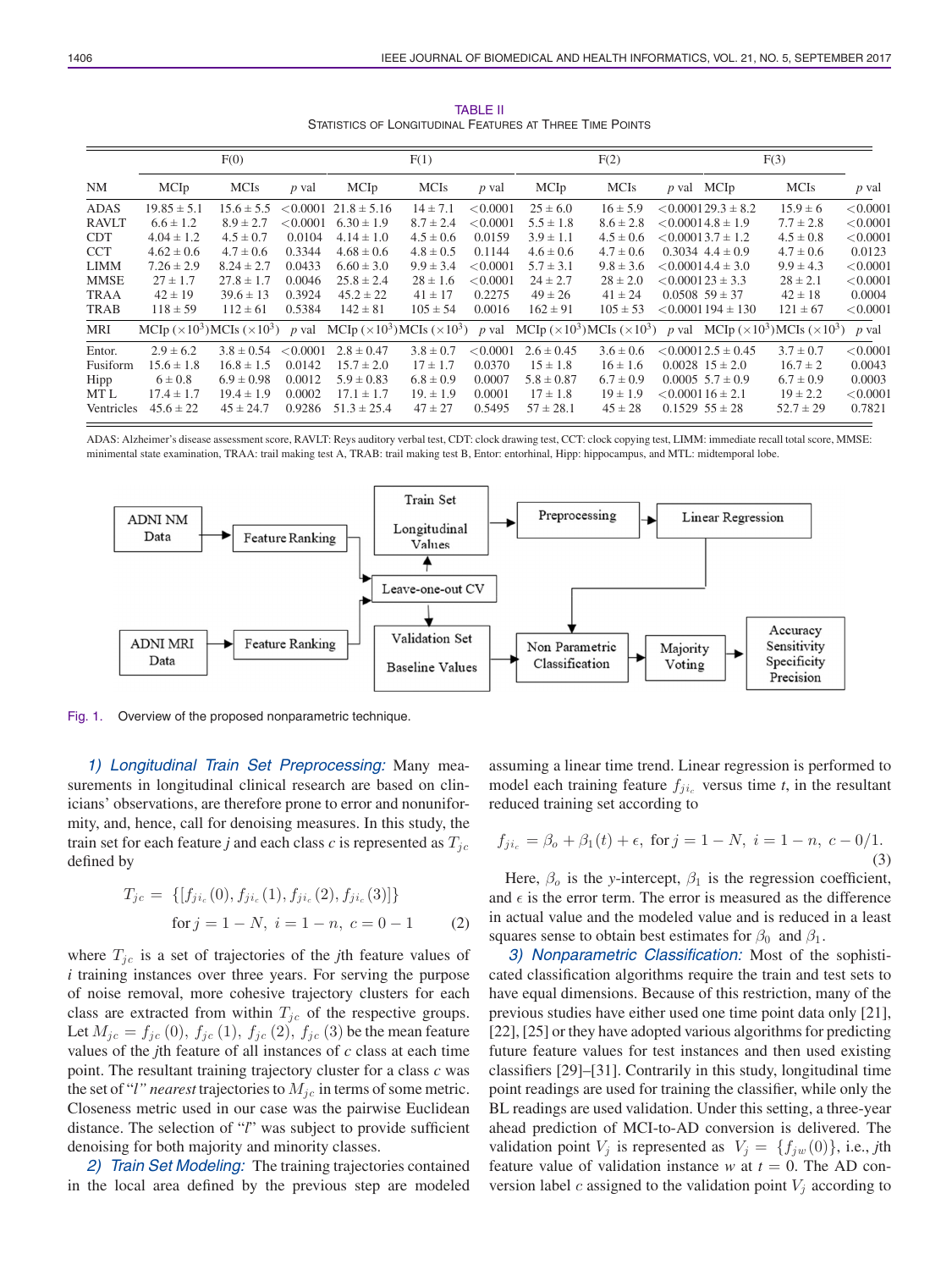TABLE II
STATISTICS OF LONGITUDINAL FEATURES AT THREE TIME POINTS

| | F(0) | | | F(1) | | | F(2) | | | F(3) | | |
|---|---|---|---|---|---|---|---|---|---|---|---|---|
| NM | MCIp | MCIs | *p* val | MCIp | MCIs | *p* val | MCIp | MCIs | *p* val | MCIp | MCIs | *p* val |
| ADAS | $19.85 \pm 5.1$ | $15.6 \pm 5.5$ | $<0.0001$ | $21.8 \pm 5.16$ | $14 \pm 7.1$ | $<0.0001$ | $25 \pm 6.0$ | $16 \pm 5.9$ | $<0.0001$ | $29.3 \pm 8.2$ | $15.9 \pm 6$ | $<0.0001$ |
| RAVLT | $6.6 \pm 1.2$ | $8.9 \pm 2.7$ | $<0.0001$ | $6.30 \pm 1.9$ | $8.7 \pm 2.4$ | $<0.0001$ | $5.5 \pm 1.8$ | $8.6 \pm 2.8$ | $<0.0001$ | $4.8 \pm 1.9$ | $7.7 \pm 2.8$ | $<0.0001$ |
| CDT | $4.04 \pm 1.2$ | $4.5 \pm 0.7$ | 0.0104 | $4.14 \pm 1.0$ | $4.5 \pm 0.6$ | 0.0159 | $3.9 \pm 1.1$ | $4.5 \pm 0.6$ | $<0.0001$ | $3.7 \pm 1.2$ | $4.5 \pm 0.8$ | $<0.0001$ |
| CCT | $4.62 \pm 0.6$ | $4.7 \pm 0.6$ | 0.3344 | $4.68 \pm 0.6$ | $4.8 \pm 0.5$ | 0.1144 | $4.6 \pm 0.6$ | $4.7 \pm 0.6$ | 0.3034 | $4.4 \pm 0.9$ | $4.7 \pm 0.6$ | 0.0123 |
| LIMM | $7.26 \pm 2.9$ | $8.24 \pm 2.7$ | 0.0433 | $6.60 \pm 3.0$ | $9.9 \pm 3.4$ | $<0.0001$ | $5.7 \pm 3.1$ | $9.8 \pm 3.6$ | $<0.0001$ | $4.4 \pm 3.0$ | $9.9 \pm 4.3$ | $<0.0001$ |
| MMSE | $27 \pm 1.7$ | $27.8 \pm 1.7$ | 0.0046 | $25.8 \pm 2.4$ | $28 \pm 1.6$ | $<0.0001$ | $24 \pm 2.7$ | $28 \pm 2.0$ | $<0.0001$ | $23 \pm 3.3$ | $28 \pm 2.1$ | $<0.0001$ |
| TRAA | $42 \pm 19$ | $39.6 \pm 13$ | 0.3924 | $45.2 \pm 22$ | $41 \pm 17$ | 0.2275 | $49 \pm 26$ | $41 \pm 24$ | 0.0508 | $59 \pm 37$ | $42 \pm 18$ | 0.0004 |
| TRAB | $118 \pm 59$ | $112 \pm 61$ | 0.5384 | $142 \pm 81$ | $105 \pm 54$ | 0.0016 | $162 \pm 91$ | $105 \pm 53$ | $<0.0001$ | $194 \pm 130$ | $121 \pm 67$ | $<0.0001$ |
| MRI | MCIp ($\times 10^3$) | MCIs ($\times 10^3$) | *p* val | MCIp ($\times 10^3$) | MCIs ($\times 10^3$) | *p* val | MCIp ($\times 10^3$) | MCIs ($\times 10^3$) | *p* val | MCIp ($\times 10^3$) | MCIs ($\times 10^3$) | *p* val |
| Entor. | $2.9 \pm 6.2$ | $3.8 \pm 0.54$ | $<0.0001$ | $2.8 \pm 0.47$ | $3.8 \pm 0.7$ | $<0.0001$ | $2.6 \pm 0.45$ | $3.6 \pm 0.6$ | $<0.0001$ | $2.5 \pm 0.45$ | $3.7 \pm 0.7$ | $<0.0001$ |
| Fusiform | $15.6 \pm 1.8$ | $16.8 \pm 1.5$ | 0.0142 | $15.7 \pm 2.0$ | $17 \pm 1.7$ | 0.0370 | $15 \pm 1.8$ | $16 \pm 1.6$ | 0.0028 | $15 \pm 2.0$ | $16.7 \pm 2$ | 0.0043 |
| Hipp | $6 \pm 0.8$ | $6.9 \pm 0.98$ | 0.0012 | $5.9 \pm 0.83$ | $6.8 \pm 0.9$ | 0.0007 | $5.8 \pm 0.87$ | $6.7 \pm 0.9$ | 0.0005 | $5.7 \pm 0.9$ | $6.7 \pm 0.9$ | 0.0003 |
| MT L | $17.4 \pm 1.7$ | $19.4 \pm 1.9$ | 0.0002 | $17.1 \pm 1.7$ | $19. \pm 1.9$ | 0.0001 | $17 \pm 1.8$ | $19 \pm 1.9$ | $<0.0001$ | $16 \pm 2.1$ | $19 \pm 2.2$ | $<0.0001$ |
| Ventricles | $45.6 \pm 22$ | $45 \pm 24.7$ | 0.9286 | $51.3 \pm 25.4$ | $47 \pm 27$ | 0.5495 | $57 \pm 28.1$ | $45 \pm 28$ | 0.1529 | $55 \pm 28$ | $52.7 \pm 29$ | 0.7821 |

ADAS: Alzheimer's disease assessment score, RAVLT: Reys auditory verbal test, CDT: clock drawing test, CCT: clock copying test, LIMM: immediate recall total score, MMSE: minimental state examination, TRAA: trail making test A, TRAB: trail making test B, Entor: entorhinal, Hipp: hippocampus, and MTL: midtemporal lobe.

Fig. 1. Overview of the proposed nonparametric technique.

*1) Longitudinal Train Set Preprocessing:* Many measurements in longitudinal clinical research are based on clinicians' observations, are therefore prone to error and nonuniformity, and, hence, call for denoising measures. In this study, the train set for each feature *j* and each class *c* is represented as $T_{jc}$ defined by

$$T_{jc} = \{[f_{ji_c}(0), f_{ji_c}(1), f_{ji_c}(2), f_{ji_c}(3)]\}$$
$$\text{for } j = 1 - N,\ i = 1 - n,\ c = 0 - 1 \qquad (2)$$

where $T_{jc}$ is a set of trajectories of the *j*th feature values of *i* training instances over three years. For serving the purpose of noise removal, more cohesive trajectory clusters for each class are extracted from within $T_{jc}$ of the respective groups. Let $M_{jc} = f_{jc}(0),\ f_{jc}(1),\ f_{jc}(2),\ f_{jc}(3)$ be the mean feature values of the *j*th feature of all instances of *c* class at each time point. The resultant training trajectory cluster for a class *c* was the set of "*l*" *nearest* trajectories to $M_{jc}$ in terms of some metric. Closeness metric used in our case was the pairwise Euclidean distance. The selection of "*l*" was subject to provide sufficient denoising for both majority and minority classes.

*2) Train Set Modeling:* The training trajectories contained in the local area defined by the previous step are modeled assuming a linear time trend. Linear regression is performed to model each training feature $f_{ji_c}$ versus time *t*, in the resultant reduced training set according to

$$f_{ji_c} = \beta_o + \beta_1(t) + \epsilon,\ \text{for } j = 1 - N,\ i = 1 - n,\ c - 0/1. \qquad (3)$$

Here, $\beta_o$ is the *y*-intercept, $\beta_1$ is the regression coefficient, and $\epsilon$ is the error term. The error is measured as the difference in actual value and the modeled value and is reduced in a least squares sense to obtain best estimates for $\beta_0$ and $\beta_1$.

*3) Nonparametric Classification:* Most of the sophisticated classification algorithms require the train and test sets to have equal dimensions. Because of this restriction, many of the previous studies have either used one time point data only [21], [22], [25] or they have adopted various algorithms for predicting future feature values for test instances and then used existing classifiers [29]–[31]. Contrarily in this study, longitudinal time point readings are used for training the classifier, while only the BL readings are used validation. Under this setting, a three-year ahead prediction of MCI-to-AD conversion is delivered. The validation point $V_j$ is represented as $V_j = \{f_{jw}(0)\}$, i.e., *j*th feature value of validation instance *w* at $t = 0$. The AD conversion label *c* assigned to the validation point $V_j$ according to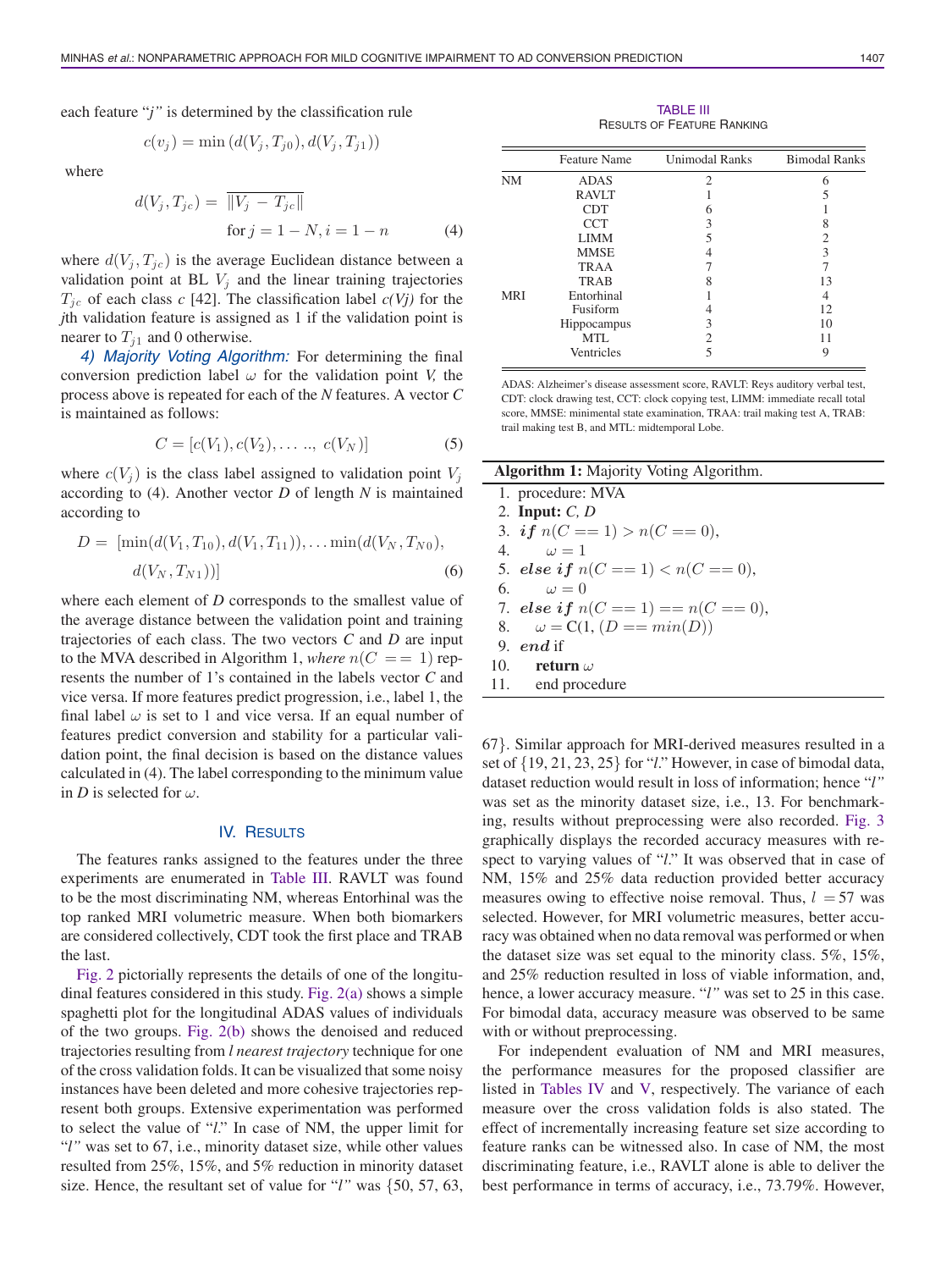each feature "$j$" is determined by the classification rule

$$c(v_j) = \min\left(d(V_j, T_{j0}), d(V_j, T_{j1})\right)$$

where

$$d(V_j, T_{jc}) = \overline{\|V_j - T_{jc}\|}$$
$$\text{for } j = 1 - N, i = 1 - n \tag{4}$$

where $d(V_j, T_{jc})$ is the average Euclidean distance between a validation point at BL $V_j$ and the linear training trajectories $T_{jc}$ of each class $c$ [42]. The classification label $c(Vj)$ for the $j$th validation feature is assigned as 1 if the validation point is nearer to $T_{j1}$ and 0 otherwise.

*4) Majority Voting Algorithm:* For determining the final conversion prediction label $\omega$ for the validation point $V$, the process above is repeated for each of the $N$ features. A vector $C$ is maintained as follows:

$$C = [c(V_1), c(V_2), \ldots .., c(V_N)] \tag{5}$$

where $c(V_j)$ is the class label assigned to validation point $V_j$ according to (4). Another vector $D$ of length $N$ is maintained according to

$$D = [\min(d(V_1, T_{10}), d(V_1, T_{11})), \ldots \min(d(V_N, T_{N0}), d(V_N, T_{N1}))] \tag{6}$$

where each element of $D$ corresponds to the smallest value of the average distance between the validation point and training trajectories of each class. The two vectors $C$ and $D$ are input to the MVA described in Algorithm 1, *where* $n(C == 1)$ represents the number of 1's contained in the labels vector $C$ and vice versa. If more features predict progression, i.e., label 1, the final label $\omega$ is set to 1 and vice versa. If an equal number of features predict conversion and stability for a particular validation point, the final decision is based on the distance values calculated in (4). The label corresponding to the minimum value in $D$ is selected for $\omega$.

## IV. Results

The features ranks assigned to the features under the three experiments are enumerated in Table III. RAVLT was found to be the most discriminating NM, whereas Entorhinal was the top ranked MRI volumetric measure. When both biomarkers are considered collectively, CDT took the first place and TRAB the last.

TABLE III
Results of Feature Ranking

| | Feature Name | Unimodal Ranks | Bimodal Ranks |
|---|---|---|---|
| NM | ADAS | 2 | 6 |
| | RAVLT | 1 | 5 |
| | CDT | 6 | 1 |
| | CCT | 3 | 8 |
| | LIMM | 5 | 2 |
| | MMSE | 4 | 3 |
| | TRAA | 7 | 7 |
| | TRAB | 8 | 13 |
| MRI | Entorhinal | 1 | 4 |
| | Fusiform | 4 | 12 |
| | Hippocampus | 3 | 10 |
| | MTL | 2 | 11 |
| | Ventricles | 5 | 9 |

ADAS: Alzheimer's disease assessment score, RAVLT: Reys auditory verbal test, CDT: clock drawing test, CCT: clock copying test, LIMM: immediate recall total score, MMSE: minimental state examination, TRAA: trail making test A, TRAB: trail making test B, and MTL: midtemporal Lobe.

**Algorithm 1:** Majority Voting Algorithm.

1. procedure: MVA
2. **Input:** $C$, $D$
3. ***if*** $n(C == 1) > n(C == 0)$,
4. $\omega = 1$
5. ***else if*** $n(C == 1) < n(C == 0)$,
6. $\omega = 0$
7. ***else if*** $n(C == 1) == n(C == 0)$,
8. $\omega = \mathrm{C}(1, (D == min(D))$
9. ***end*** if
10. **return** $\omega$
11. end procedure

Fig. 2 pictorially represents the details of one of the longitudinal features considered in this study. Fig. 2(a) shows a simple spaghetti plot for the longitudinal ADAS values of individuals of the two groups. Fig. 2(b) shows the denoised and reduced trajectories resulting from *l nearest trajectory* technique for one of the cross validation folds. It can be visualized that some noisy instances have been deleted and more cohesive trajectories represent both groups. Extensive experimentation was performed to select the value of "$l$." In case of NM, the upper limit for "$l$" was set to 67, i.e., minority dataset size, while other values resulted from 25%, 15%, and 5% reduction in minority dataset size. Hence, the resultant set of value for "$l$" was {50, 57, 63, 67}. Similar approach for MRI-derived measures resulted in a set of {19, 21, 23, 25} for "$l$." However, in case of bimodal data, dataset reduction would result in loss of information; hence "$l$" was set as the minority dataset size, i.e., 13. For benchmarking, results without preprocessing were also recorded. Fig. 3 graphically displays the recorded accuracy measures with respect to varying values of "$l$." It was observed that in case of NM, 15% and 25% data reduction provided better accuracy measures owing to effective noise removal. Thus, $l = 57$ was selected. However, for MRI volumetric measures, better accuracy was obtained when no data removal was performed or when the dataset size was set equal to the minority class. 5%, 15%, and 25% reduction resulted in loss of viable information, and, hence, a lower accuracy measure. "$l$" was set to 25 in this case. For bimodal data, accuracy measure was observed to be same with or without preprocessing.

For independent evaluation of NM and MRI measures, the performance measures for the proposed classifier are listed in Tables IV and V, respectively. The variance of each measure over the cross validation folds is also stated. The effect of incrementally increasing feature set size according to feature ranks can be witnessed also. In case of NM, the most discriminating feature, i.e., RAVLT alone is able to deliver the best performance in terms of accuracy, i.e., 73.79%. However,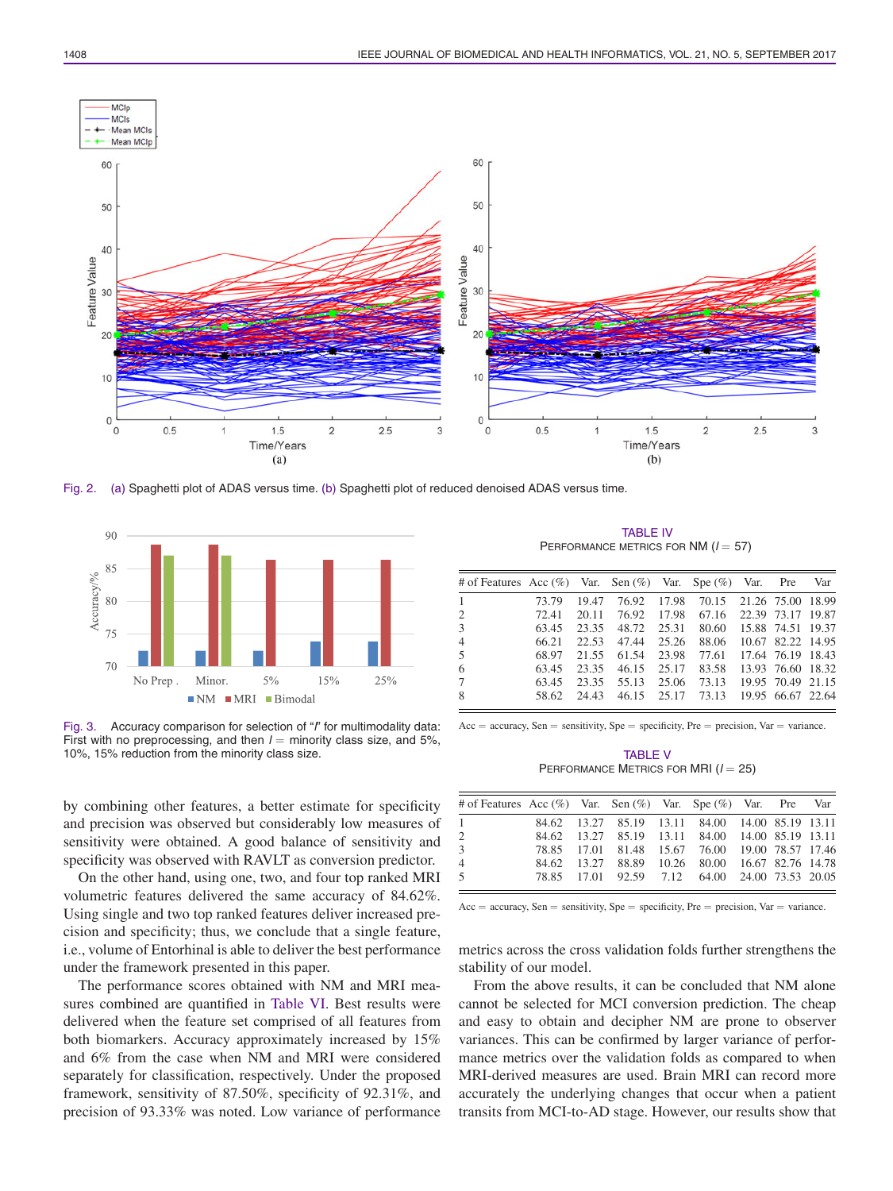Fig. 2. (a) Spaghetti plot of ADAS versus time. (b) Spaghetti plot of reduced denoised ADAS versus time.

Fig. 3. Accuracy comparison for selection of "$l$" for multimodality data: First with no preprocessing, and then $l$ = minority class size, and 5%, 10%, 15% reduction from the minority class size.

by combining other features, a better estimate for specificity and precision was observed but considerably low measures of sensitivity were obtained. A good balance of sensitivity and specificity was observed with RAVLT as conversion predictor.

On the other hand, using one, two, and four top ranked MRI volumetric features delivered the same accuracy of 84.62%. Using single and two top ranked features deliver increased precision and specificity; thus, we conclude that a single feature, i.e., volume of Entorhinal is able to deliver the best performance under the framework presented in this paper.

The performance scores obtained with NM and MRI measures combined are quantified in Table VI. Best results were delivered when the feature set comprised of all features from both biomarkers. Accuracy approximately increased by 15% and 6% from the case when NM and MRI were considered separately for classification, respectively. Under the proposed framework, sensitivity of 87.50%, specificity of 92.31%, and precision of 93.33% was noted. Low variance of performance metrics across the cross validation folds further strengthens the stability of our model.

TABLE IV
PERFORMANCE METRICS FOR NM ($l$ = 57)

| # of Features | Acc (%) | Var. | Sen (%) | Var. | Spe (%) | Var. | Pre | Var |
|---|---|---|---|---|---|---|---|---|
| 1 | 73.79 | 19.47 | 76.92 | 17.98 | 70.15 | 21.26 | 75.00 | 18.99 |
| 2 | 72.41 | 20.11 | 76.92 | 17.98 | 67.16 | 22.39 | 73.17 | 19.87 |
| 3 | 63.45 | 23.35 | 48.72 | 25.31 | 80.60 | 15.88 | 74.51 | 19.37 |
| 4 | 66.21 | 22.53 | 47.44 | 25.26 | 88.06 | 10.67 | 82.22 | 14.95 |
| 5 | 68.97 | 21.55 | 61.54 | 23.98 | 77.61 | 17.64 | 76.19 | 18.43 |
| 6 | 63.45 | 23.35 | 46.15 | 25.17 | 83.58 | 13.93 | 76.60 | 18.32 |
| 7 | 63.45 | 23.35 | 55.13 | 25.06 | 73.13 | 19.95 | 70.49 | 21.15 |
| 8 | 58.62 | 24.43 | 46.15 | 25.17 | 73.13 | 19.95 | 66.67 | 22.64 |

Acc = accuracy, Sen = sensitivity, Spe = specificity, Pre = precision, Var = variance.

TABLE V
PERFORMANCE METRICS FOR MRI ($l$ = 25)

| # of Features | Acc (%) | Var. | Sen (%) | Var. | Spe (%) | Var. | Pre | Var |
|---|---|---|---|---|---|---|---|---|
| 1 | 84.62 | 13.27 | 85.19 | 13.11 | 84.00 | 14.00 | 85.19 | 13.11 |
| 2 | 84.62 | 13.27 | 85.19 | 13.11 | 84.00 | 14.00 | 85.19 | 13.11 |
| 3 | 78.85 | 17.01 | 81.48 | 15.67 | 76.00 | 19.00 | 78.57 | 17.46 |
| 4 | 84.62 | 13.27 | 88.89 | 10.26 | 80.00 | 16.67 | 82.76 | 14.78 |
| 5 | 78.85 | 17.01 | 92.59 | 7.12 | 64.00 | 24.00 | 73.53 | 20.05 |

Acc = accuracy, Sen = sensitivity, Spe = specificity, Pre = precision, Var = variance.

From the above results, it can be concluded that NM alone cannot be selected for MCI conversion prediction. The cheap and easy to obtain and decipher NM are prone to observer variances. This can be confirmed by larger variance of performance metrics over the validation folds as compared to when MRI-derived measures are used. Brain MRI can record more accurately the underlying changes that occur when a patient transits from MCI-to-AD stage. However, our results show that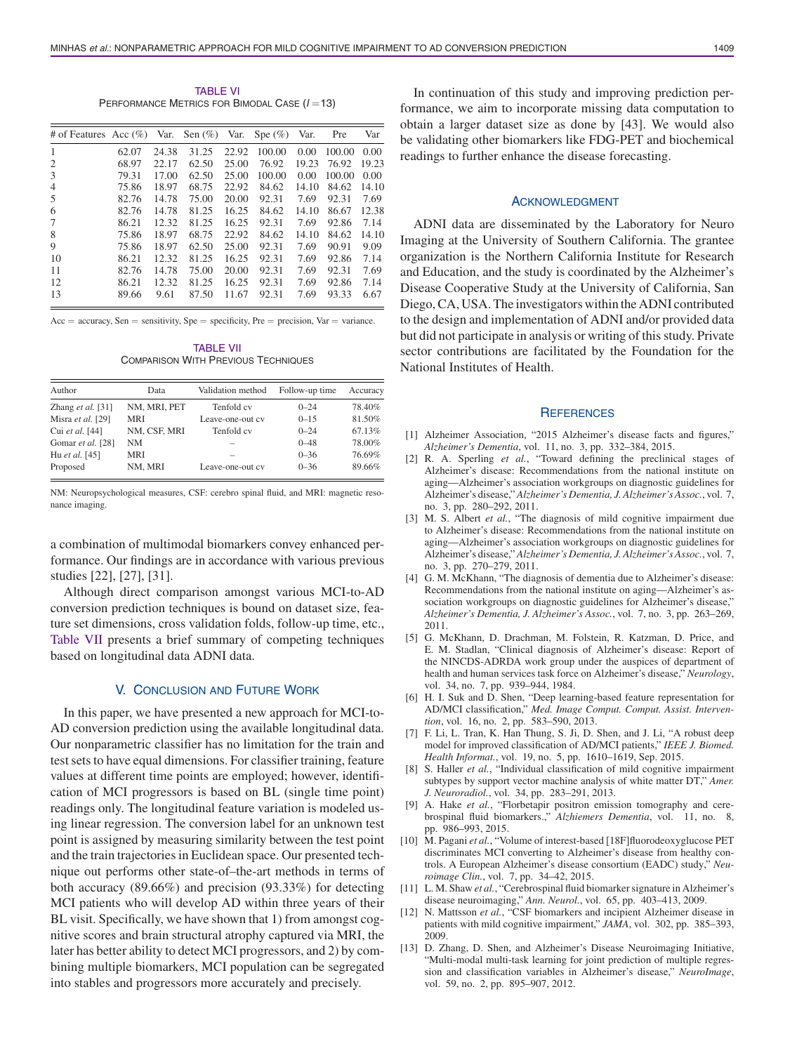TABLE VI
PERFORMANCE METRICS FOR BIMODAL CASE ($l = 13$)

| # of Features | Acc (%) | Var. | Sen (%) | Var. | Spe (%) | Var. | Pre | Var |
|---|---|---|---|---|---|---|---|---|
| 1 | 62.07 | 24.38 | 31.25 | 22.92 | 100.00 | 0.00 | 100.00 | 0.00 |
| 2 | 68.97 | 22.17 | 62.50 | 25.00 | 76.92 | 19.23 | 76.92 | 19.23 |
| 3 | 79.31 | 17.00 | 62.50 | 25.00 | 100.00 | 0.00 | 100.00 | 0.00 |
| 4 | 75.86 | 18.97 | 68.75 | 22.92 | 84.62 | 14.10 | 84.62 | 14.10 |
| 5 | 82.76 | 14.78 | 75.00 | 20.00 | 92.31 | 7.69 | 92.31 | 7.69 |
| 6 | 82.76 | 14.78 | 81.25 | 16.25 | 84.62 | 14.10 | 86.67 | 12.38 |
| 7 | 86.21 | 12.32 | 81.25 | 16.25 | 92.31 | 7.69 | 92.86 | 7.14 |
| 8 | 75.86 | 18.97 | 68.75 | 22.92 | 84.62 | 14.10 | 84.62 | 14.10 |
| 9 | 75.86 | 18.97 | 62.50 | 25.00 | 92.31 | 7.69 | 90.91 | 9.09 |
| 10 | 86.21 | 12.32 | 81.25 | 16.25 | 92.31 | 7.69 | 92.86 | 7.14 |
| 11 | 82.76 | 14.78 | 75.00 | 20.00 | 92.31 | 7.69 | 92.31 | 7.69 |
| 12 | 86.21 | 12.32 | 81.25 | 16.25 | 92.31 | 7.69 | 92.86 | 7.14 |
| 13 | 89.66 | 9.61 | 87.50 | 11.67 | 92.31 | 7.69 | 93.33 | 6.67 |

Acc = accuracy, Sen = sensitivity, Spe = specificity, Pre = precision, Var = variance.

TABLE VII
COMPARISON WITH PREVIOUS TECHNIQUES

| Author | Data | Validation method | Follow-up time | Accuracy |
|---|---|---|---|---|
| Zhang *et al.* [31] | NM, MRI, PET | Tenfold cv | 0–24 | 78.40% |
| Misra *et al.* [29] | MRI | Leave-one-out cv | 0–15 | 81.50% |
| Cui *et al.* [44] | NM, CSF, MRI | Tenfold cv | 0–24 | 67.13% |
| Gomar *et al.* [28] | NM | – | 0–48 | 78.00% |
| Hu *et al.* [45] | MRI | – | 0–36 | 76.69% |
| Proposed | NM, MRI | Leave-one-out cv | 0–36 | 89.66% |

NM: Neuropsychological measures, CSF: cerebro spinal fluid, and MRI: magnetic resonance imaging.

a combination of multimodal biomarkers convey enhanced performance. Our findings are in accordance with various previous studies [22], [27], [31].

Although direct comparison amongst various MCI-to-AD conversion prediction techniques is bound on dataset size, feature set dimensions, cross validation folds, follow-up time, etc., Table VII presents a brief summary of competing techniques based on longitudinal data ADNI data.

## V. Conclusion and Future Work

In this paper, we have presented a new approach for MCI-to-AD conversion prediction using the available longitudinal data. Our nonparametric classifier has no limitation for the train and test sets to have equal dimensions. For classifier training, feature values at different time points are employed; however, identification of MCI progressors is based on BL (single time point) readings only. The longitudinal feature variation is modeled using linear regression. The conversion label for an unknown test point is assigned by measuring similarity between the test point and the train trajectories in Euclidean space. Our presented technique out performs other state-of–the-art methods in terms of both accuracy (89.66%) and precision (93.33%) for detecting MCI patients who will develop AD within three years of their BL visit. Specifically, we have shown that 1) from amongst cognitive scores and brain structural atrophy captured via MRI, the later has better ability to detect MCI progressors, and 2) by combining multiple biomarkers, MCI population can be segregated into stables and progressors more accurately and precisely.

In continuation of this study and improving prediction performance, we aim to incorporate missing data computation to obtain a larger dataset size as done by [43]. We would also be validating other biomarkers like FDG-PET and biochemical readings to further enhance the disease forecasting.

## Acknowledgment

ADNI data are disseminated by the Laboratory for Neuro Imaging at the University of Southern California. The grantee organization is the Northern California Institute for Research and Education, and the study is coordinated by the Alzheimer's Disease Cooperative Study at the University of California, San Diego, CA, USA. The investigators within the ADNI contributed to the design and implementation of ADNI and/or provided data but did not participate in analysis or writing of this study. Private sector contributions are facilitated by the Foundation for the National Institutes of Health.

## References

[1] Alzheimer Association, "2015 Alzheimer's disease facts and figures," *Alzheimer's Dementia*, vol. 11, no. 3, pp. 332–384, 2015.

[2] R. A. Sperling *et al.*, "Toward defining the preclinical stages of Alzheimer's disease: Recommendations from the national institute on aging—Alzheimer's association workgroups on diagnostic guidelines for Alzheimer's disease," *Alzheimer's Dementia, J. Alzheimer's Assoc.*, vol. 7, no. 3, pp. 280–292, 2011.

[3] M. S. Albert *et al.*, "The diagnosis of mild cognitive impairment due to Alzheimer's disease: Recommendations from the national institute on aging—Alzheimer's association workgroups on diagnostic guidelines for Alzheimer's disease," *Alzheimer's Dementia, J. Alzheimer's Assoc.*, vol. 7, no. 3, pp. 270–279, 2011.

[4] G. M. McKhann, "The diagnosis of dementia due to Alzheimer's disease: Recommendations from the national institute on aging—Alzheimer's association workgroups on diagnostic guidelines for Alzheimer's disease," *Alzheimer's Dementia, J. Alzheimer's Assoc.*, vol. 7, no. 3, pp. 263–269, 2011.

[5] G. McKhann, D. Drachman, M. Folstein, R. Katzman, D. Price, and E. M. Stadlan, "Clinical diagnosis of Alzheimer's disease: Report of the NINCDS-ADRDA work group under the auspices of department of health and human services task force on Alzheimer's disease," *Neurology*, vol. 34, no. 7, pp. 939–944, 1984.

[6] H. I. Suk and D. Shen, "Deep learning-based feature representation for AD/MCI classification," *Med. Image Comput. Comput. Assist. Intervention*, vol. 16, no. 2, pp. 583–590, 2013.

[7] F. Li, L. Tran, K. Han Thung, S. Ji, D. Shen, and J. Li, "A robust deep model for improved classification of AD/MCI patients," *IEEE J. Biomed. Health Informat.*, vol. 19, no. 5, pp. 1610–1619, Sep. 2015.

[8] S. Haller *et al.*, "Individual classification of mild cognitive impairment subtypes by support vector machine analysis of white matter DT," *Amer. J. Neuroradiol.*, vol. 34, pp. 283–291, 2013.

[9] A. Hake *et al.*, "Florbetapir positron emission tomography and cerebrospinal fluid biomarkers.," *Alzhiemers Dementia*, vol. 11, no. 8, pp. 986–993, 2015.

[10] M. Pagani *et al.*, "Volume of interest-based [18F]fluorodeoxyglucose PET discriminates MCI converting to Alzheimer's disease from healthy controls. A European Alzheimer's disease consortium (EADC) study," *Neuroimage Clin.*, vol. 7, pp. 34–42, 2015.

[11] L. M. Shaw *et al.*, "Cerebrospinal fluid biomarker signature in Alzheimer's disease neuroimaging," *Ann. Neurol.*, vol. 65, pp. 403–413, 2009.

[12] N. Mattsson *et al.*, "CSF biomarkers and incipient Alzheimer disease in patients with mild cognitive impairment," *JAMA*, vol. 302, pp. 385–393, 2009.

[13] D. Zhang, D. Shen, and Alzheimer's Disease Neuroimaging Initiative, "Multi-modal multi-task learning for joint prediction of multiple regression and classification variables in Alzheimer's disease," *NeuroImage*, vol. 59, no. 2, pp. 895–907, 2012.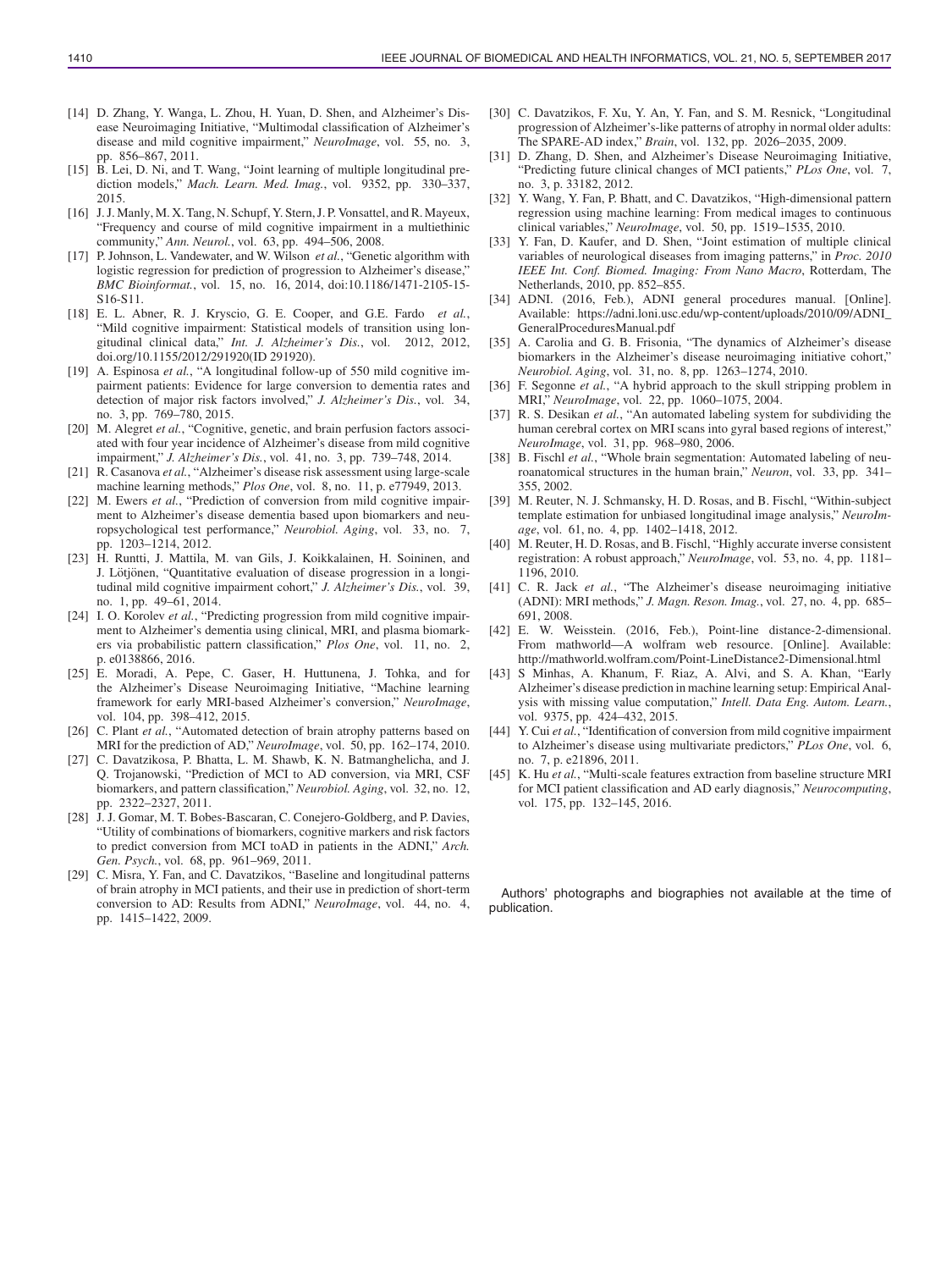[14] D. Zhang, Y. Wanga, L. Zhou, H. Yuan, D. Shen, and Alzheimer's Disease Neuroimaging Initiative, "Multimodal classification of Alzheimer's disease and mild cognitive impairment," *NeuroImage*, vol. 55, no. 3, pp. 856–867, 2011.

[15] B. Lei, D. Ni, and T. Wang, "Joint learning of multiple longitudinal prediction models," *Mach. Learn. Med. Imag.*, vol. 9352, pp. 330–337, 2015.

[16] J. J. Manly, M. X. Tang, N. Schupf, Y. Stern, J. P. Vonsattel, and R. Mayeux, "Frequency and course of mild cognitive impairment in a multiethinic community," *Ann. Neurol.*, vol. 63, pp. 494–506, 2008.

[17] P. Johnson, L. Vandewater, and W. Wilson *et al.*, "Genetic algorithm with logistic regression for prediction of progression to Alzheimer's disease," *BMC Bioinformat.*, vol. 15, no. 16, 2014, doi:10.1186/1471-2105-15-S16-S11.

[18] E. L. Abner, R. J. Kryscio, G. E. Cooper, and G.E. Fardo *et al.*, "Mild cognitive impairment: Statistical models of transition using longitudinal clinical data," *Int. J. Alzheimer's Dis.*, vol. 2012, 2012, doi.org/10.1155/2012/291920(ID 291920).

[19] A. Espinosa *et al.*, "A longitudinal follow-up of 550 mild cognitive impairment patients: Evidence for large conversion to dementia rates and detection of major risk factors involved," *J. Alzheimer's Dis.*, vol. 34, no. 3, pp. 769–780, 2015.

[20] M. Alegret *et al.*, "Cognitive, genetic, and brain perfusion factors associated with four year incidence of Alzheimer's disease from mild cognitive impairment," *J. Alzheimer's Dis.*, vol. 41, no. 3, pp. 739–748, 2014.

[21] R. Casanova *et al.*, "Alzheimer's disease risk assessment using large-scale machine learning methods," *Plos One*, vol. 8, no. 11, p. e77949, 2013.

[22] M. Ewers *et al.*, "Prediction of conversion from mild cognitive impairment to Alzheimer's disease dementia based upon biomarkers and neuropsychological test performance," *Neurobiol. Aging*, vol. 33, no. 7, pp. 1203–1214, 2012.

[23] H. Runtti, J. Mattila, M. van Gils, J. Koikkalainen, H. Soininen, and J. Lötjönen, "Quantitative evaluation of disease progression in a longitudinal mild cognitive impairment cohort," *J. Alzheimer's Dis.*, vol. 39, no. 1, pp. 49–61, 2014.

[24] I. O. Korolev *et al.*, "Predicting progression from mild cognitive impairment to Alzheimer's dementia using clinical, MRI, and plasma biomarkers via probabilistic pattern classification," *Plos One*, vol. 11, no. 2, p. e0138866, 2016.

[25] E. Moradi, A. Pepe, C. Gaser, H. Huttunena, J. Tohka, and for the Alzheimer's Disease Neuroimaging Initiative, "Machine learning framework for early MRI-based Alzheimer's conversion," *NeuroImage*, vol. 104, pp. 398–412, 2015.

[26] C. Plant *et al.*, "Automated detection of brain atrophy patterns based on MRI for the prediction of AD," *NeuroImage*, vol. 50, pp. 162–174, 2010.

[27] C. Davatzikosa, P. Bhatta, L. M. Shawb, K. N. Batmanghelicha, and J. Q. Trojanowski, "Prediction of MCI to AD conversion, via MRI, CSF biomarkers, and pattern classification," *Neurobiol. Aging*, vol. 32, no. 12, pp. 2322–2327, 2011.

[28] J. J. Gomar, M. T. Bobes-Bascaran, C. Conejero-Goldberg, and P. Davies, "Utility of combinations of biomarkers, cognitive markers and risk factors to predict conversion from MCI toAD in patients in the ADNI," *Arch. Gen. Psych.*, vol. 68, pp. 961–969, 2011.

[29] C. Misra, Y. Fan, and C. Davatzikos, "Baseline and longitudinal patterns of brain atrophy in MCI patients, and their use in prediction of short-term conversion to AD: Results from ADNI," *NeuroImage*, vol. 44, no. 4, pp. 1415–1422, 2009.

[30] C. Davatzikos, F. Xu, Y. An, Y. Fan, and S. M. Resnick, "Longitudinal progression of Alzheimer's-like patterns of atrophy in normal older adults: The SPARE-AD index," *Brain*, vol. 132, pp. 2026–2035, 2009.

[31] D. Zhang, D. Shen, and Alzheimer's Disease Neuroimaging Initiative, "Predicting future clinical changes of MCI patients," *PLos One*, vol. 7, no. 3, p. 33182, 2012.

[32] Y. Wang, Y. Fan, P. Bhatt, and C. Davatzikos, "High-dimensional pattern regression using machine learning: From medical images to continuous clinical variables," *NeuroImage*, vol. 50, pp. 1519–1535, 2010.

[33] Y. Fan, D. Kaufer, and D. Shen, "Joint estimation of multiple clinical variables of neurological diseases from imaging patterns," in *Proc. 2010 IEEE Int. Conf. Biomed. Imaging: From Nano Macro*, Rotterdam, The Netherlands, 2010, pp. 852–855.

[34] ADNI. (2016, Feb.), ADNI general procedures manual. [Online]. Available: https://adni.loni.usc.edu/wp-content/uploads/2010/09/ADNI_GeneralProceduresManual.pdf

[35] A. Carolia and G. B. Frisonia, "The dynamics of Alzheimer's disease biomarkers in the Alzheimer's disease neuroimaging initiative cohort," *Neurobiol. Aging*, vol. 31, no. 8, pp. 1263–1274, 2010.

[36] F. Segonne *et al.*, "A hybrid approach to the skull stripping problem in MRI," *NeuroImage*, vol. 22, pp. 1060–1075, 2004.

[37] R. S. Desikan *et al.*, "An automated labeling system for subdividing the human cerebral cortex on MRI scans into gyral based regions of interest," *NeuroImage*, vol. 31, pp. 968–980, 2006.

[38] B. Fischl *et al.*, "Whole brain segmentation: Automated labeling of neuroanatomical structures in the human brain," *Neuron*, vol. 33, pp. 341–355, 2002.

[39] M. Reuter, N. J. Schmansky, H. D. Rosas, and B. Fischl, "Within-subject template estimation for unbiased longitudinal image analysis," *NeuroImage*, vol. 61, no. 4, pp. 1402–1418, 2012.

[40] M. Reuter, H. D. Rosas, and B. Fischl, "Highly accurate inverse consistent registration: A robust approach," *NeuroImage*, vol. 53, no. 4, pp. 1181–1196, 2010.

[41] C. R. Jack *et al.*, "The Alzheimer's disease neuroimaging initiative (ADNI): MRI methods," *J. Magn. Reson. Imag.*, vol. 27, no. 4, pp. 685–691, 2008.

[42] E. W. Weisstein. (2016, Feb.), Point-line distance-2-dimensional. From mathworld—A wolfram web resource. [Online]. Available: http://mathworld.wolfram.com/Point-LineDistance2-Dimensional.html

[43] S Minhas, A. Khanum, F. Riaz, A. Alvi, and S. A. Khan, "Early Alzheimer's disease prediction in machine learning setup: Empirical Analysis with missing value computation," *Intell. Data Eng. Autom. Learn.*, vol. 9375, pp. 424–432, 2015.

[44] Y. Cui *et al.*, "Identification of conversion from mild cognitive impairment to Alzheimer's disease using multivariate predictors," *PLos One*, vol. 6, no. 7, p. e21896, 2011.

[45] K. Hu *et al.*, "Multi-scale features extraction from baseline structure MRI for MCI patient classification and AD early diagnosis," *Neurocomputing*, vol. 175, pp. 132–145, 2016.

Authors' photographs and biographies not available at the time of publication.